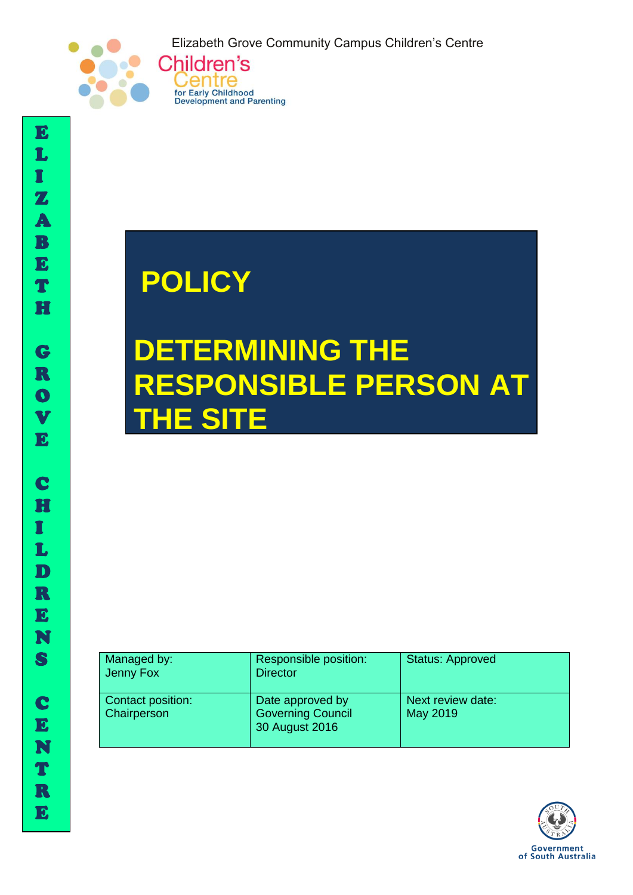Elizabeth Grove Community Campus Children's Centre

Children's Centre
for Early Childhood Development and Parenting

ELIZABETH GROVE CHILDRENS CENTRE

# POLICY

# DETERMINING THE RESPONSIBLE PERSON AT THE SITE

| Managed by: Jenny Fox | Responsible position: Director | Status: Approved |
|---|---|---|
| Contact position: Chairperson | Date approved by Governing Council 30 August 2016 | Next review date: May 2019 |

Government of South Australia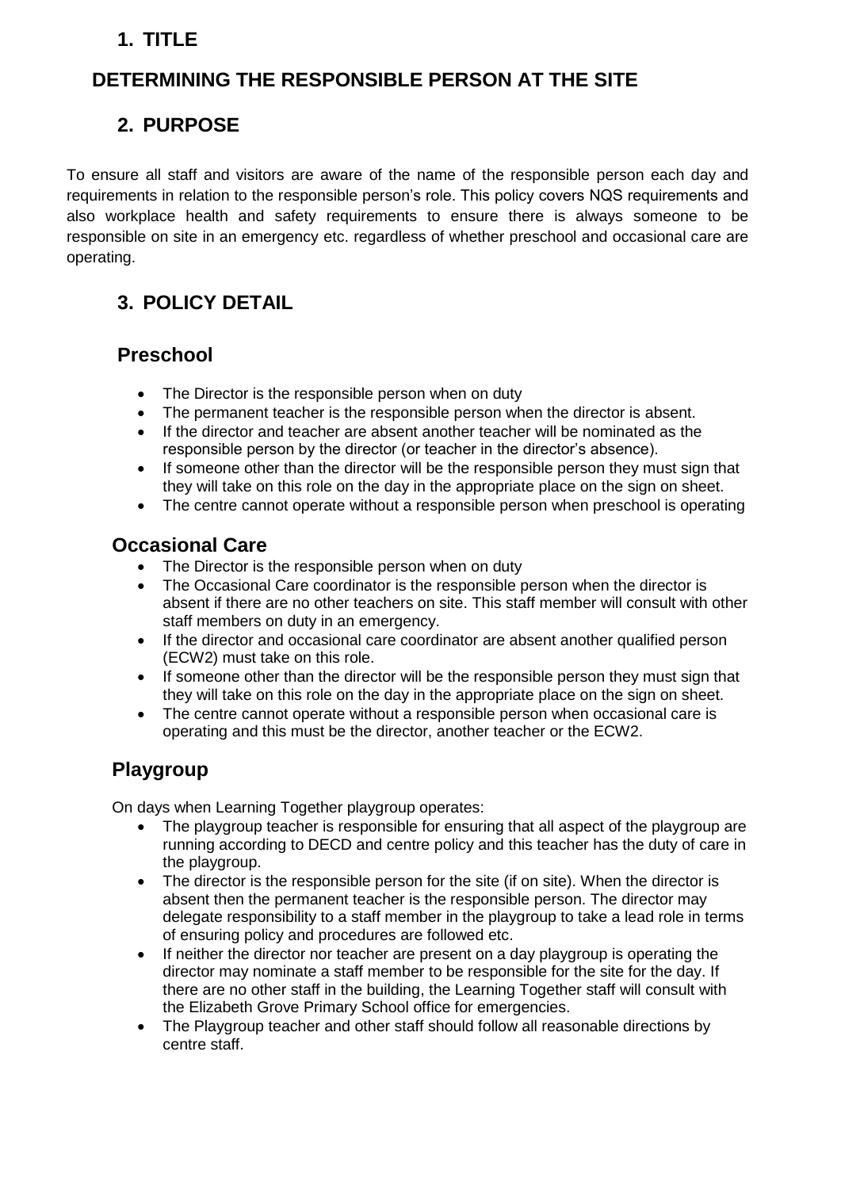## 1. TITLE

## DETERMINING THE RESPONSIBLE PERSON AT THE SITE

## 2. PURPOSE

To ensure all staff and visitors are aware of the name of the responsible person each day and requirements in relation to the responsible person's role. This policy covers NQS requirements and also workplace health and safety requirements to ensure there is always someone to be responsible on site in an emergency etc. regardless of whether preschool and occasional care are operating.

## 3. POLICY DETAIL

### Preschool

- The Director is the responsible person when on duty
- The permanent teacher is the responsible person when the director is absent.
- If the director and teacher are absent another teacher will be nominated as the responsible person by the director (or teacher in the director's absence).
- If someone other than the director will be the responsible person they must sign that they will take on this role on the day in the appropriate place on the sign on sheet.
- The centre cannot operate without a responsible person when preschool is operating

### Occasional Care

- The Director is the responsible person when on duty
- The Occasional Care coordinator is the responsible person when the director is absent if there are no other teachers on site. This staff member will consult with other staff members on duty in an emergency.
- If the director and occasional care coordinator are absent another qualified person (ECW2) must take on this role.
- If someone other than the director will be the responsible person they must sign that they will take on this role on the day in the appropriate place on the sign on sheet.
- The centre cannot operate without a responsible person when occasional care is operating and this must be the director, another teacher or the ECW2.

### Playgroup

On days when Learning Together playgroup operates:

- The playgroup teacher is responsible for ensuring that all aspect of the playgroup are running according to DECD and centre policy and this teacher has the duty of care in the playgroup.
- The director is the responsible person for the site (if on site). When the director is absent then the permanent teacher is the responsible person. The director may delegate responsibility to a staff member in the playgroup to take a lead role in terms of ensuring policy and procedures are followed etc.
- If neither the director nor teacher are present on a day playgroup is operating the director may nominate a staff member to be responsible for the site for the day. If there are no other staff in the building, the Learning Together staff will consult with the Elizabeth Grove Primary School office for emergencies.
- The Playgroup teacher and other staff should follow all reasonable directions by centre staff.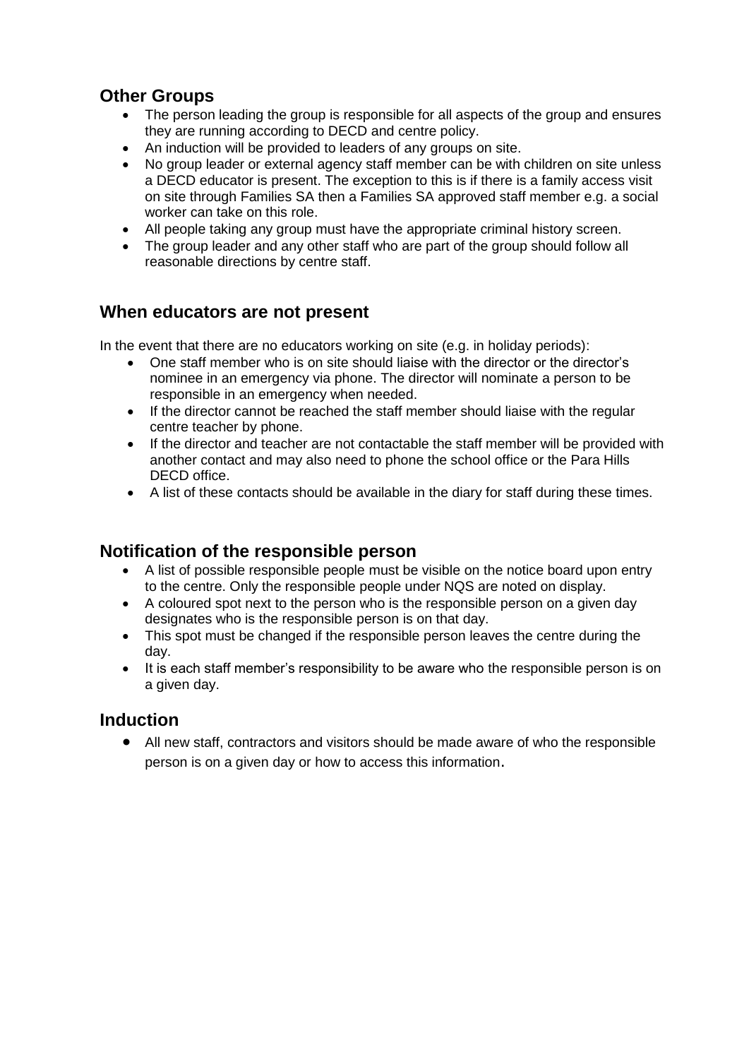## Other Groups

- The person leading the group is responsible for all aspects of the group and ensures they are running according to DECD and centre policy.
- An induction will be provided to leaders of any groups on site.
- No group leader or external agency staff member can be with children on site unless a DECD educator is present. The exception to this is if there is a family access visit on site through Families SA then a Families SA approved staff member e.g. a social worker can take on this role.
- All people taking any group must have the appropriate criminal history screen.
- The group leader and any other staff who are part of the group should follow all reasonable directions by centre staff.

## When educators are not present

In the event that there are no educators working on site (e.g. in holiday periods):

- One staff member who is on site should liaise with the director or the director's nominee in an emergency via phone. The director will nominate a person to be responsible in an emergency when needed.
- If the director cannot be reached the staff member should liaise with the regular centre teacher by phone.
- If the director and teacher are not contactable the staff member will be provided with another contact and may also need to phone the school office or the Para Hills DECD office.
- A list of these contacts should be available in the diary for staff during these times.

## Notification of the responsible person

- A list of possible responsible people must be visible on the notice board upon entry to the centre. Only the responsible people under NQS are noted on display.
- A coloured spot next to the person who is the responsible person on a given day designates who is the responsible person is on that day.
- This spot must be changed if the responsible person leaves the centre during the day.
- It is each staff member's responsibility to be aware who the responsible person is on a given day.

## Induction

- All new staff, contractors and visitors should be made aware of who the responsible person is on a given day or how to access this information.